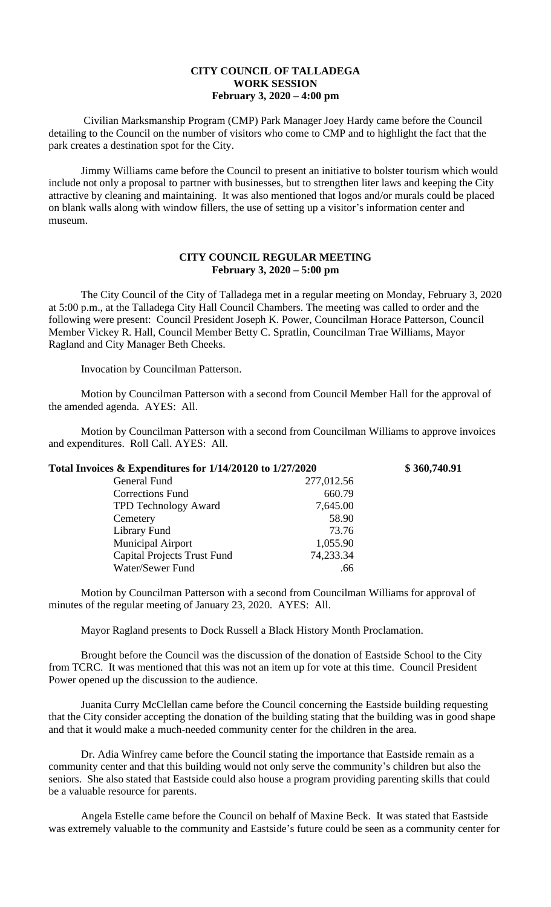**CITY COUNCIL OF TALLADEGA**
**WORK SESSION**
**February 3, 2020 – 4:00 pm**

Civilian Marksmanship Program (CMP) Park Manager Joey Hardy came before the Council detailing to the Council on the number of visitors who come to CMP and to highlight the fact that the park creates a destination spot for the City.

Jimmy Williams came before the Council to present an initiative to bolster tourism which would include not only a proposal to partner with businesses, but to strengthen liter laws and keeping the City attractive by cleaning and maintaining. It was also mentioned that logos and/or murals could be placed on blank walls along with window fillers, the use of setting up a visitor's information center and museum.

**CITY COUNCIL REGULAR MEETING**
**February 3, 2020 – 5:00 pm**

The City Council of the City of Talladega met in a regular meeting on Monday, February 3, 2020 at 5:00 p.m., at the Talladega City Hall Council Chambers. The meeting was called to order and the following were present: Council President Joseph K. Power, Councilman Horace Patterson, Council Member Vickey R. Hall, Council Member Betty C. Spratlin, Councilman Trae Williams, Mayor Ragland and City Manager Beth Cheeks.

Invocation by Councilman Patterson.

Motion by Councilman Patterson with a second from Council Member Hall for the approval of the amended agenda. AYES: All.

Motion by Councilman Patterson with a second from Councilman Williams to approve invoices and expenditures. Roll Call. AYES: All.

| **Total Invoices & Expenditures for 1/14/20120 to 1/27/2020** | | **$ 360,740.91** |
|---|---|---|
| General Fund | 277,012.56 | |
| Corrections Fund | 660.79 | |
| TPD Technology Award | 7,645.00 | |
| Cemetery | 58.90 | |
| Library Fund | 73.76 | |
| Municipal Airport | 1,055.90 | |
| Capital Projects Trust Fund | 74,233.34 | |
| Water/Sewer Fund | .66 | |

Motion by Councilman Patterson with a second from Councilman Williams for approval of minutes of the regular meeting of January 23, 2020. AYES: All.

Mayor Ragland presents to Dock Russell a Black History Month Proclamation.

Brought before the Council was the discussion of the donation of Eastside School to the City from TCRC. It was mentioned that this was not an item up for vote at this time. Council President Power opened up the discussion to the audience.

Juanita Curry McClellan came before the Council concerning the Eastside building requesting that the City consider accepting the donation of the building stating that the building was in good shape and that it would make a much-needed community center for the children in the area.

Dr. Adia Winfrey came before the Council stating the importance that Eastside remain as a community center and that this building would not only serve the community's children but also the seniors. She also stated that Eastside could also house a program providing parenting skills that could be a valuable resource for parents.

Angela Estelle came before the Council on behalf of Maxine Beck. It was stated that Eastside was extremely valuable to the community and Eastside's future could be seen as a community center for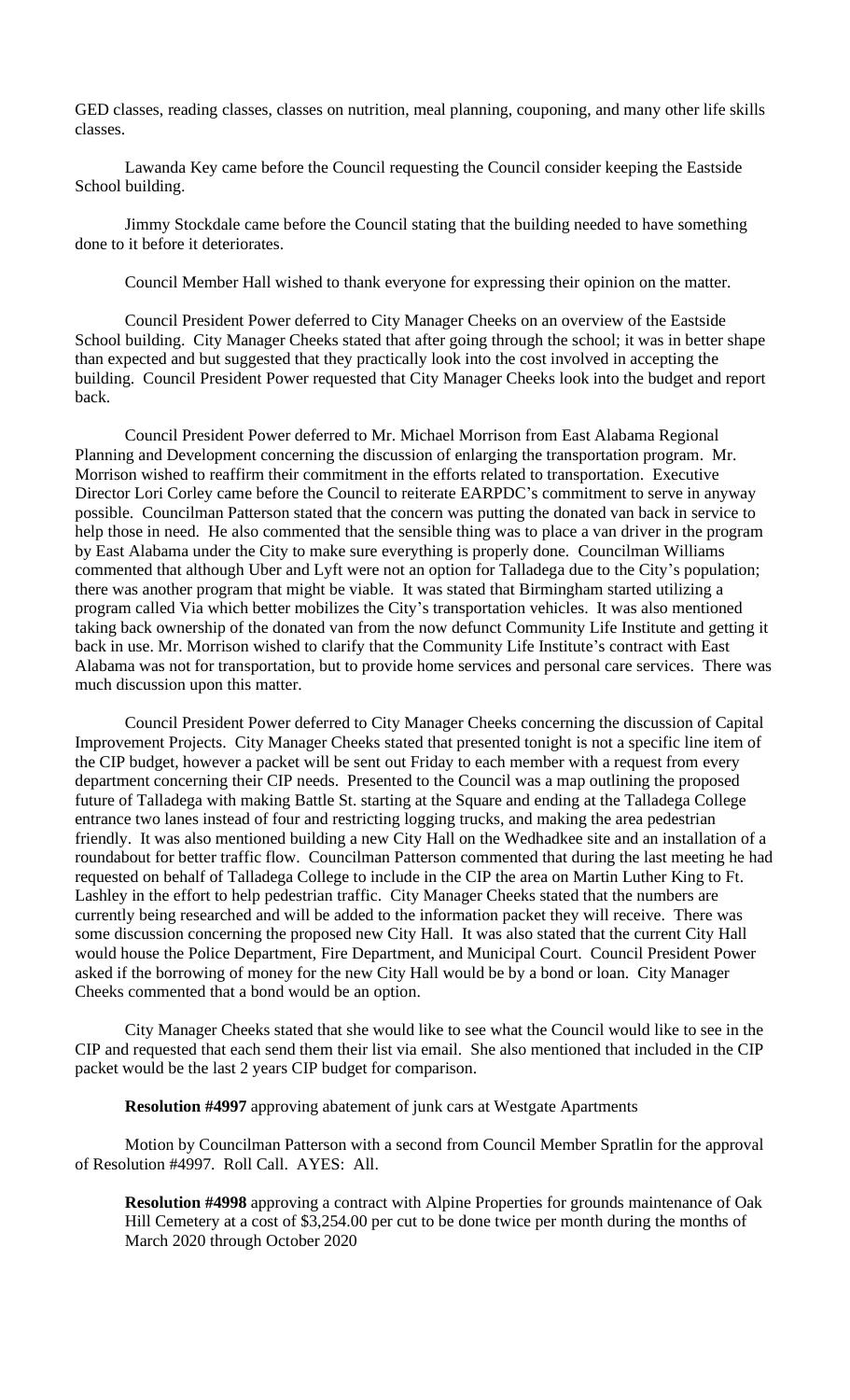GED classes, reading classes, classes on nutrition, meal planning, couponing, and many other life skills classes.

Lawanda Key came before the Council requesting the Council consider keeping the Eastside School building.

Jimmy Stockdale came before the Council stating that the building needed to have something done to it before it deteriorates.

Council Member Hall wished to thank everyone for expressing their opinion on the matter.

Council President Power deferred to City Manager Cheeks on an overview of the Eastside School building. City Manager Cheeks stated that after going through the school; it was in better shape than expected and but suggested that they practically look into the cost involved in accepting the building. Council President Power requested that City Manager Cheeks look into the budget and report back.

Council President Power deferred to Mr. Michael Morrison from East Alabama Regional Planning and Development concerning the discussion of enlarging the transportation program. Mr. Morrison wished to reaffirm their commitment in the efforts related to transportation. Executive Director Lori Corley came before the Council to reiterate EARPDC's commitment to serve in anyway possible. Councilman Patterson stated that the concern was putting the donated van back in service to help those in need. He also commented that the sensible thing was to place a van driver in the program by East Alabama under the City to make sure everything is properly done. Councilman Williams commented that although Uber and Lyft were not an option for Talladega due to the City's population; there was another program that might be viable. It was stated that Birmingham started utilizing a program called Via which better mobilizes the City's transportation vehicles. It was also mentioned taking back ownership of the donated van from the now defunct Community Life Institute and getting it back in use. Mr. Morrison wished to clarify that the Community Life Institute's contract with East Alabama was not for transportation, but to provide home services and personal care services. There was much discussion upon this matter.

Council President Power deferred to City Manager Cheeks concerning the discussion of Capital Improvement Projects. City Manager Cheeks stated that presented tonight is not a specific line item of the CIP budget, however a packet will be sent out Friday to each member with a request from every department concerning their CIP needs. Presented to the Council was a map outlining the proposed future of Talladega with making Battle St. starting at the Square and ending at the Talladega College entrance two lanes instead of four and restricting logging trucks, and making the area pedestrian friendly. It was also mentioned building a new City Hall on the Wedhadkee site and an installation of a roundabout for better traffic flow. Councilman Patterson commented that during the last meeting he had requested on behalf of Talladega College to include in the CIP the area on Martin Luther King to Ft. Lashley in the effort to help pedestrian traffic. City Manager Cheeks stated that the numbers are currently being researched and will be added to the information packet they will receive. There was some discussion concerning the proposed new City Hall. It was also stated that the current City Hall would house the Police Department, Fire Department, and Municipal Court. Council President Power asked if the borrowing of money for the new City Hall would be by a bond or loan. City Manager Cheeks commented that a bond would be an option.

City Manager Cheeks stated that she would like to see what the Council would like to see in the CIP and requested that each send them their list via email. She also mentioned that included in the CIP packet would be the last 2 years CIP budget for comparison.

**Resolution #4997** approving abatement of junk cars at Westgate Apartments

Motion by Councilman Patterson with a second from Council Member Spratlin for the approval of Resolution #4997. Roll Call. AYES: All.

**Resolution #4998** approving a contract with Alpine Properties for grounds maintenance of Oak Hill Cemetery at a cost of $3,254.00 per cut to be done twice per month during the months of March 2020 through October 2020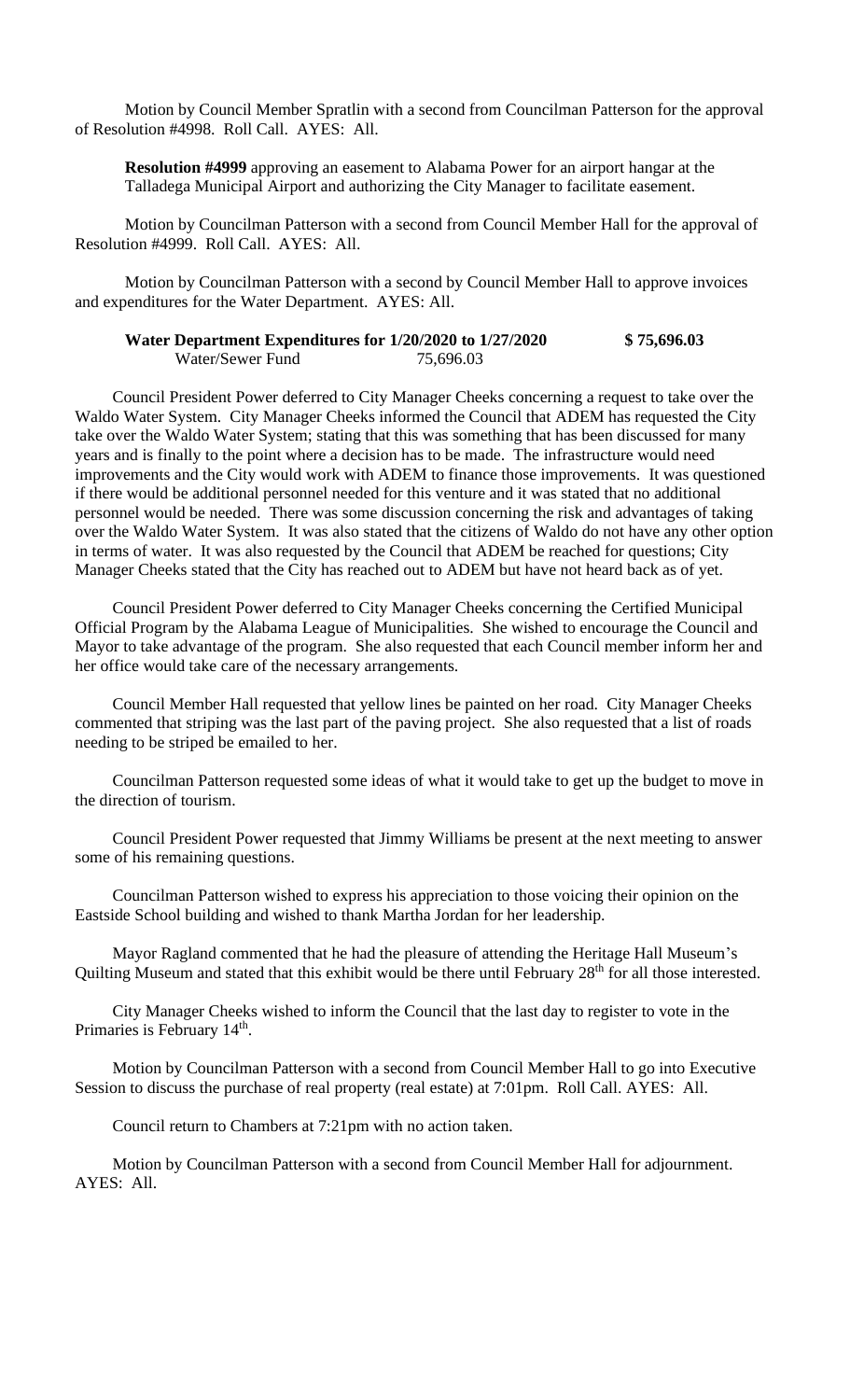Motion by Council Member Spratlin with a second from Councilman Patterson for the approval of Resolution #4998. Roll Call. AYES: All.

**Resolution #4999** approving an easement to Alabama Power for an airport hangar at the Talladega Municipal Airport and authorizing the City Manager to facilitate easement.

Motion by Councilman Patterson with a second from Council Member Hall for the approval of Resolution #4999. Roll Call. AYES: All.

Motion by Councilman Patterson with a second by Council Member Hall to approve invoices and expenditures for the Water Department. AYES: All.

**Water Department Expenditures for 1/20/2020 to 1/27/2020 $ 75,696.03**
Water/Sewer Fund 75,696.03

Council President Power deferred to City Manager Cheeks concerning a request to take over the Waldo Water System. City Manager Cheeks informed the Council that ADEM has requested the City take over the Waldo Water System; stating that this was something that has been discussed for many years and is finally to the point where a decision has to be made. The infrastructure would need improvements and the City would work with ADEM to finance those improvements. It was questioned if there would be additional personnel needed for this venture and it was stated that no additional personnel would be needed. There was some discussion concerning the risk and advantages of taking over the Waldo Water System. It was also stated that the citizens of Waldo do not have any other option in terms of water. It was also requested by the Council that ADEM be reached for questions; City Manager Cheeks stated that the City has reached out to ADEM but have not heard back as of yet.

Council President Power deferred to City Manager Cheeks concerning the Certified Municipal Official Program by the Alabama League of Municipalities. She wished to encourage the Council and Mayor to take advantage of the program. She also requested that each Council member inform her and her office would take care of the necessary arrangements.

Council Member Hall requested that yellow lines be painted on her road. City Manager Cheeks commented that striping was the last part of the paving project. She also requested that a list of roads needing to be striped be emailed to her.

Councilman Patterson requested some ideas of what it would take to get up the budget to move in the direction of tourism.

Council President Power requested that Jimmy Williams be present at the next meeting to answer some of his remaining questions.

Councilman Patterson wished to express his appreciation to those voicing their opinion on the Eastside School building and wished to thank Martha Jordan for her leadership.

Mayor Ragland commented that he had the pleasure of attending the Heritage Hall Museum's Quilting Museum and stated that this exhibit would be there until February 28th for all those interested.

City Manager Cheeks wished to inform the Council that the last day to register to vote in the Primaries is February 14th.

Motion by Councilman Patterson with a second from Council Member Hall to go into Executive Session to discuss the purchase of real property (real estate) at 7:01pm. Roll Call. AYES: All.

Council return to Chambers at 7:21pm with no action taken.

Motion by Councilman Patterson with a second from Council Member Hall for adjournment. AYES: All.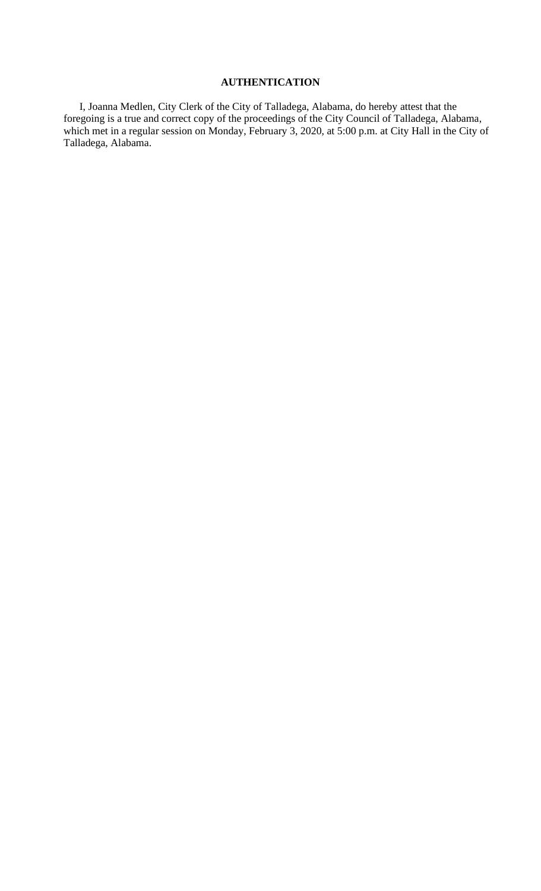**AUTHENTICATION**

I, Joanna Medlen, City Clerk of the City of Talladega, Alabama, do hereby attest that the foregoing is a true and correct copy of the proceedings of the City Council of Talladega, Alabama, which met in a regular session on Monday, February 3, 2020, at 5:00 p.m. at City Hall in the City of Talladega, Alabama.